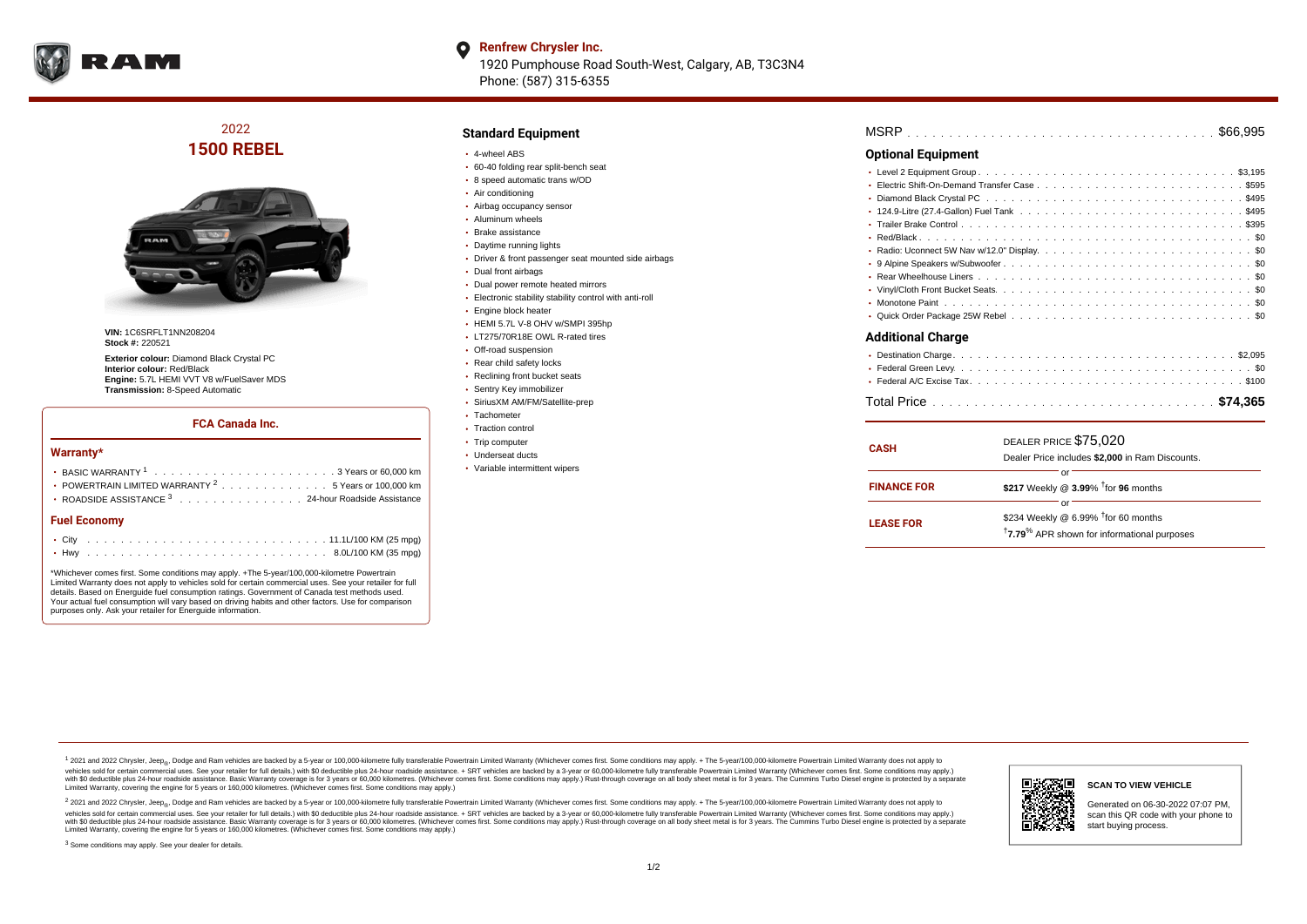**Renfrew Chrysler Inc.**
1920 Pumphouse Road South-West, Calgary, AB, T3C3N4
Phone: (587) 315-6355

## 2022
# 1500 REBEL

**VIN:** 1C6SRFLT1NN208204
**Stock #:** 220521

**Exterior colour:** Diamond Black Crystal PC
**Interior colour:** Red/Black
**Engine:** 5.7L HEMI VVT V8 w/FuelSaver MDS
**Transmission:** 8-Speed Automatic

### FCA Canada Inc.

#### Warranty*

- BASIC WARRANTY [1] . . . . . . . . . . . . 3 Years or 60,000 km
- POWERTRAIN LIMITED WARRANTY [2] . . . . . . . . 5 Years or 100,000 km
- ROADSIDE ASSISTANCE [3] . . . . . . . . 24-hour Roadside Assistance

#### Fuel Economy

- City . . . . . . . . . . . . 11.1L/100 KM (25 mpg)
- Hwy . . . . . . . . . . . . 8.0L/100 KM (35 mpg)

*Whichever comes first. Some conditions may apply. +The 5-year/100,000-kilometre Powertrain Limited Warranty does not apply to vehicles sold for certain commercial uses. See your retailer for full details. Based on Energuide fuel consumption ratings. Government of Canada test methods used. Your actual fuel consumption will vary based on driving habits and other factors. Use for comparison purposes only. Ask your retailer for Energuide information.

## Standard Equipment

- 4-wheel ABS
- 60-40 folding rear split-bench seat
- 8 speed automatic trans w/OD
- Air conditioning
- Airbag occupancy sensor
- Aluminum wheels
- Brake assistance
- Daytime running lights
- Driver & front passenger seat mounted side airbags
- Dual front airbags
- Dual power remote heated mirrors
- Electronic stability stability control with anti-roll
- Engine block heater
- HEMI 5.7L V-8 OHV w/SMPI 395hp
- LT275/70R18E OWL R-rated tires
- Off-road suspension
- Rear child safety locks
- Reclining front bucket seats
- Sentry Key immobilizer
- SiriusXM AM/FM/Satellite-prep
- Tachometer
- Traction control
- Trip computer
- Underseat ducts
- Variable intermittent wipers

MSRP . . . . . . . . . . . . $66,995

## Optional Equipment

- Level 2 Equipment Group . . . . . . . . $3,195
- Electric Shift-On-Demand Transfer Case . . . . . . . . $595
- Diamond Black Crystal PC . . . . . . . . $495
- 124.9-Litre (27.4-Gallon) Fuel Tank . . . . . . . . $495
- Trailer Brake Control . . . . . . . . $395
- Red/Black . . . . . . . . $0
- Radio: Uconnect 5W Nav w/12.0" Display. . . . . . . . $0
- 9 Alpine Speakers w/Subwoofer . . . . . . . . $0
- Rear Wheelhouse Liners . . . . . . . . $0
- Vinyl/Cloth Front Bucket Seats. . . . . . . . $0
- Monotone Paint . . . . . . . . $0
- Quick Order Package 25W Rebel . . . . . . . . $0

## Additional Charge

- Destination Charge . . . . . . . . $2,095
- Federal Green Levy. . . . . . . . $0
- Federal A/C Excise Tax. . . . . . . . $100

Total Price . . . . . . . . . . . . **$74,365**

| | |
|---|---|
| **CASH** | DEALER PRICE $75,020<br>Dealer Price includes **$2,000** in Ram Discounts. |
| | or |
| **FINANCE FOR** | **$217** Weekly @ **3.99**% †for **96** months |
| | or |
| **LEASE FOR** | $234 Weekly @ 6.99% †for 60 months<br>†**7.79**% APR shown for informational purposes |

[1] 2021 and 2022 Chrysler, Jeep®, Dodge and Ram vehicles are backed by a 5-year or 100,000-kilometre fully transferable Powertrain Limited Warranty (Whichever comes first. Some conditions may apply. + The 5-year/100,000-kilometre Powertrain Limited Warranty does not apply to vehicles sold for certain commercial uses. See your retailer for full details.) with $0 deductible plus 24-hour roadside assistance. + SRT vehicles are backed by a 3-year or 60,000-kilometre fully transferable Powertrain Limited Warranty (Whichever comes first. Some conditions may apply.) with $0 deductible plus 24-hour roadside assistance. Basic Warranty coverage is for 3 years or 60,000 kilometres. (Whichever comes first. Some conditions may apply.) Rust-through coverage on all body sheet metal is for 3 years. The Cummins Turbo Diesel engine is protected by a separate Limited Warranty, covering the engine for 5 years or 160,000 kilometres. (Whichever comes first. Some conditions may apply.)

[2] 2021 and 2022 Chrysler, Jeep®, Dodge and Ram vehicles are backed by a 5-year or 100,000-kilometre fully transferable Powertrain Limited Warranty (Whichever comes first. Some conditions may apply. + The 5-year/100,000-kilometre Powertrain Limited Warranty does not apply to vehicles sold for certain commercial uses. See your retailer for full details.) with $0 deductible plus 24-hour roadside assistance. + SRT vehicles are backed by a 3-year or 60,000-kilometre fully transferable Powertrain Limited Warranty (Whichever comes first. Some conditions may apply.) with $0 deductible plus 24-hour roadside assistance. Basic Warranty coverage is for 3 years or 60,000 kilometres. (Whichever comes first. Some conditions may apply.) Rust-through coverage on all body sheet metal is for 3 years. The Cummins Turbo Diesel engine is protected by a separate Limited Warranty, covering the engine for 5 years or 160,000 kilometres. (Whichever comes first. Some conditions may apply.)

[3] Some conditions may apply. See your dealer for details.

**SCAN TO VIEW VEHICLE**

Generated on 06-30-2022 07:07 PM, scan this QR code with your phone to start buying process.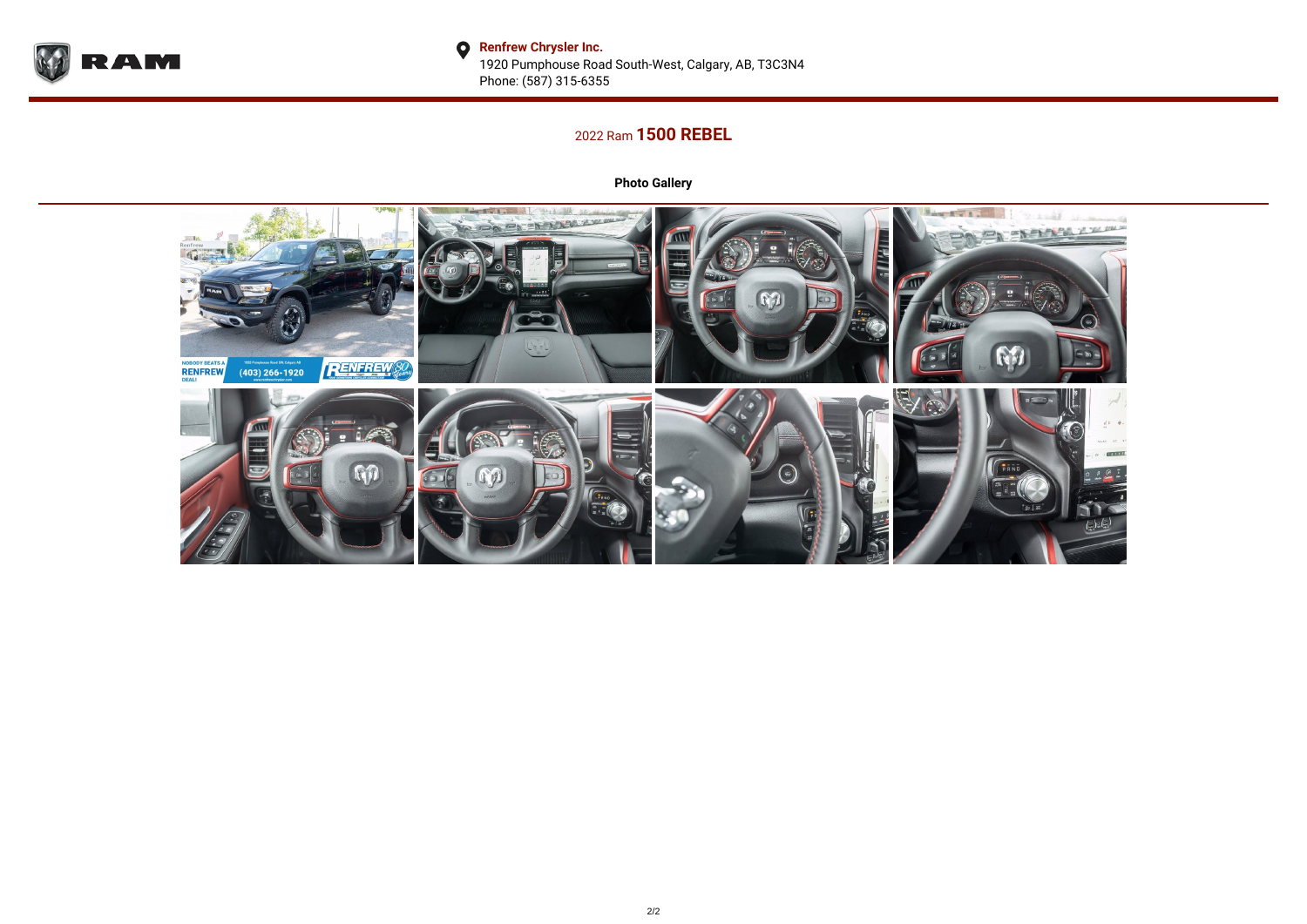**Renfrew Chrysler Inc.**
1920 Pumphouse Road South-West, Calgary, AB, T3C3N4
Phone: (587) 315-6355

## 2022 Ram **1500 REBEL**

**Photo Gallery**